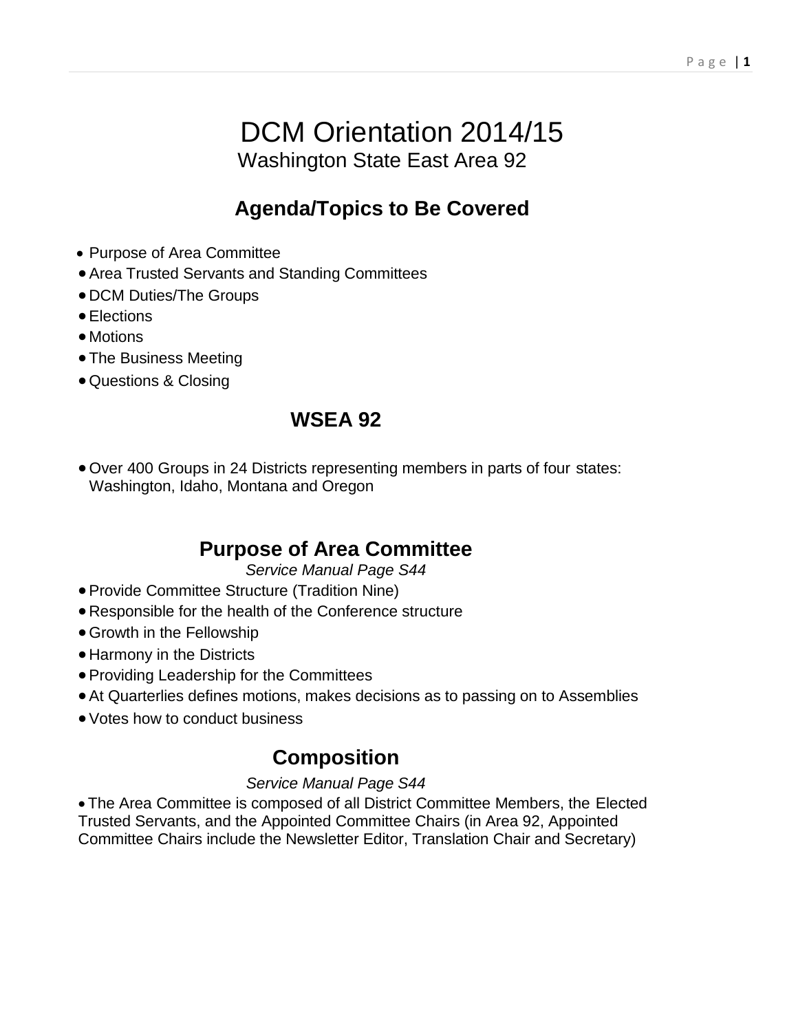# DCM Orientation 2014/15

Washington State East Area 92

## Agenda/Topics to Be Covered

- Purpose of Area Committee
- Area Trusted Servants and Standing Committees
- DCM Duties/The Groups
- Elections
- Motions
- The Business Meeting
- Questions & Closing

## WSEA 92

- Over 400 Groups in 24 Districts representing members in parts of four states: Washington, Idaho, Montana and Oregon

## Purpose of Area Committee

*Service Manual Page S44*

- Provide Committee Structure (Tradition Nine)
- Responsible for the health of the Conference structure
- Growth in the Fellowship
- Harmony in the Districts
- Providing Leadership for the Committees
- At Quarterlies defines motions, makes decisions as to passing on to Assemblies
- Votes how to conduct business

## Composition

*Service Manual Page S44*

- The Area Committee is composed of all District Committee Members, the Elected Trusted Servants, and the Appointed Committee Chairs (in Area 92, Appointed Committee Chairs include the Newsletter Editor, Translation Chair and Secretary)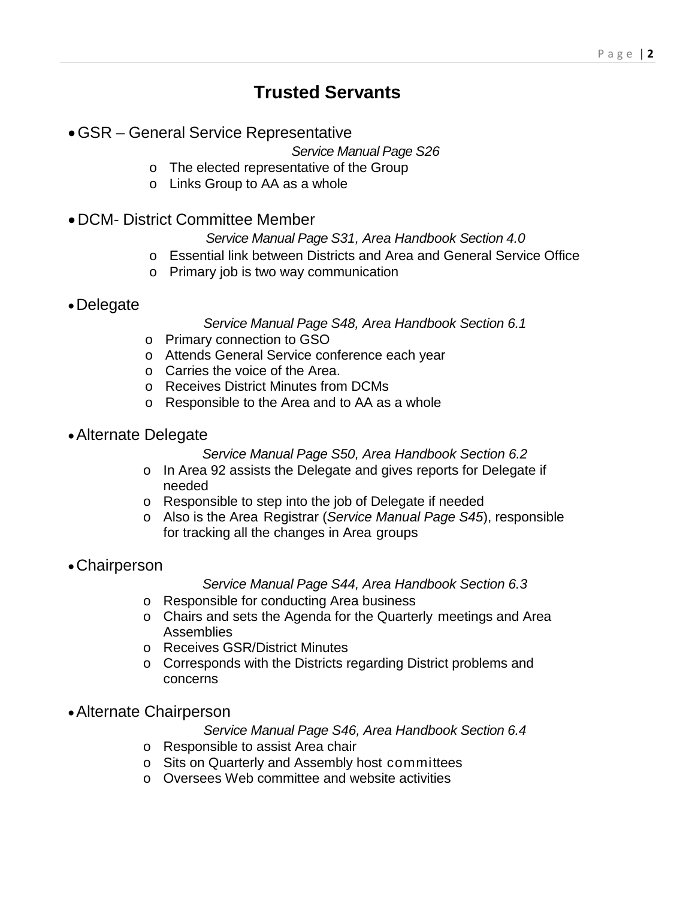# Trusted Servants

- GSR – General Service Representative

  *Service Manual Page S26*
  - The elected representative of the Group
  - Links Group to AA as a whole

- DCM- District Committee Member

  *Service Manual Page S31, Area Handbook Section 4.0*
  - Essential link between Districts and Area and General Service Office
  - Primary job is two way communication

- Delegate

  *Service Manual Page S48, Area Handbook Section 6.1*
  - Primary connection to GSO
  - Attends General Service conference each year
  - Carries the voice of the Area.
  - Receives District Minutes from DCMs
  - Responsible to the Area and to AA as a whole

- Alternate Delegate

  *Service Manual Page S50, Area Handbook Section 6.2*
  - In Area 92 assists the Delegate and gives reports for Delegate if needed
  - Responsible to step into the job of Delegate if needed
  - Also is the Area Registrar (*Service Manual Page S45*), responsible for tracking all the changes in Area groups

- Chairperson

  *Service Manual Page S44, Area Handbook Section 6.3*
  - Responsible for conducting Area business
  - Chairs and sets the Agenda for the Quarterly meetings and Area Assemblies
  - Receives GSR/District Minutes
  - Corresponds with the Districts regarding District problems and concerns

- Alternate Chairperson

  *Service Manual Page S46, Area Handbook Section 6.4*
  - Responsible to assist Area chair
  - Sits on Quarterly and Assembly host committees
  - Oversees Web committee and website activities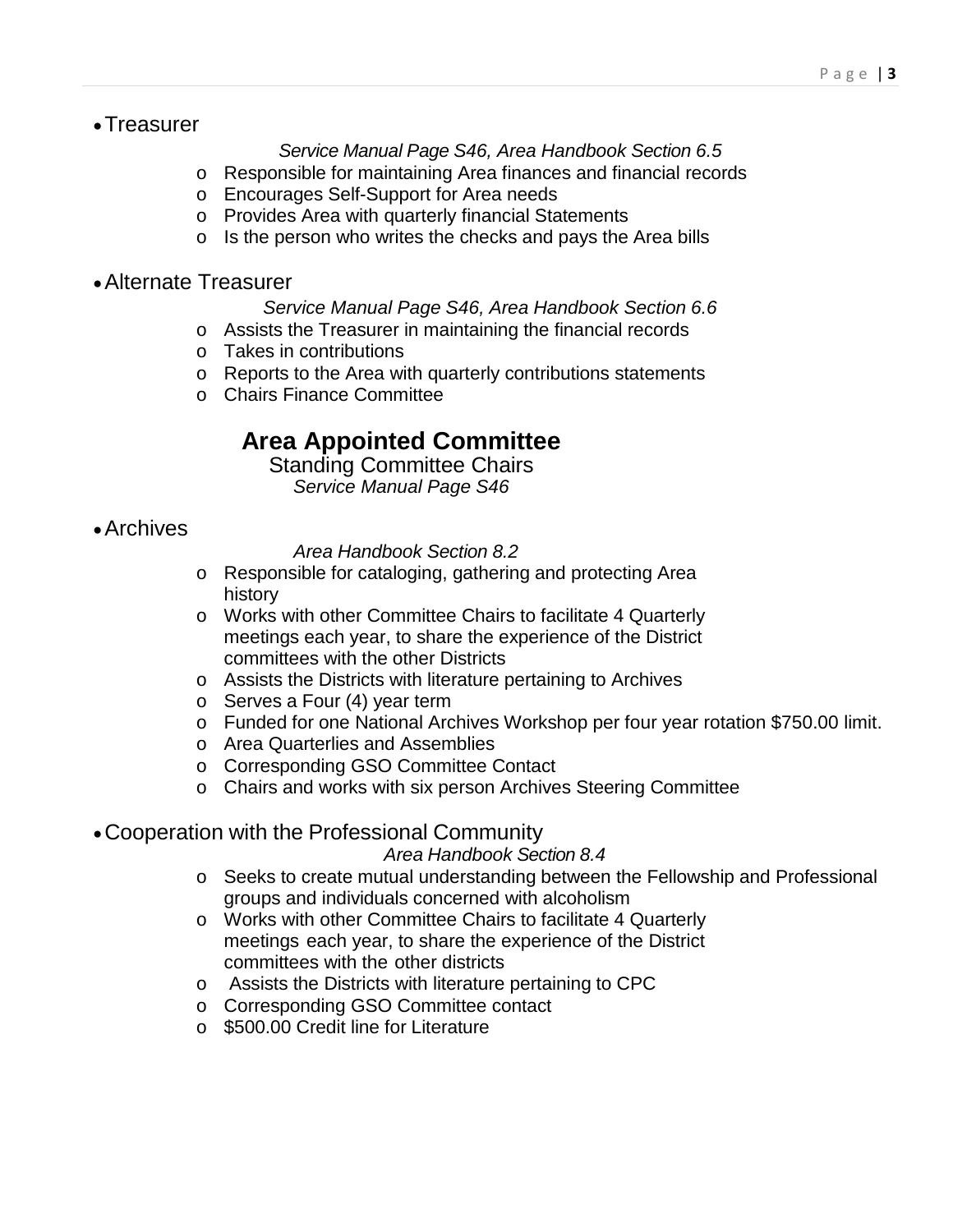- Treasurer

  *Service Manual Page S46, Area Handbook Section 6.5*

  - Responsible for maintaining Area finances and financial records
  - Encourages Self-Support for Area needs
  - Provides Area with quarterly financial Statements
  - Is the person who writes the checks and pays the Area bills

- Alternate Treasurer

  *Service Manual Page S46, Area Handbook Section 6.6*

  - Assists the Treasurer in maintaining the financial records
  - Takes in contributions
  - Reports to the Area with quarterly contributions statements
  - Chairs Finance Committee

## Area Appointed Committee

Standing Committee Chairs

*Service Manual Page S46*

- Archives

  *Area Handbook Section 8.2*

  - Responsible for cataloging, gathering and protecting Area history
  - Works with other Committee Chairs to facilitate 4 Quarterly meetings each year, to share the experience of the District committees with the other Districts
  - Assists the Districts with literature pertaining to Archives
  - Serves a Four (4) year term
  - Funded for one National Archives Workshop per four year rotation $750.00 limit.
  - Area Quarterlies and Assemblies
  - Corresponding GSO Committee Contact
  - Chairs and works with six person Archives Steering Committee

- Cooperation with the Professional Community

  *Area Handbook Section 8.4*

  - Seeks to create mutual understanding between the Fellowship and Professional groups and individuals concerned with alcoholism
  - Works with other Committee Chairs to facilitate 4 Quarterly meetings each year, to share the experience of the District committees with the other districts
  - Assists the Districts with literature pertaining to CPC
  - Corresponding GSO Committee contact
  - $500.00 Credit line for Literature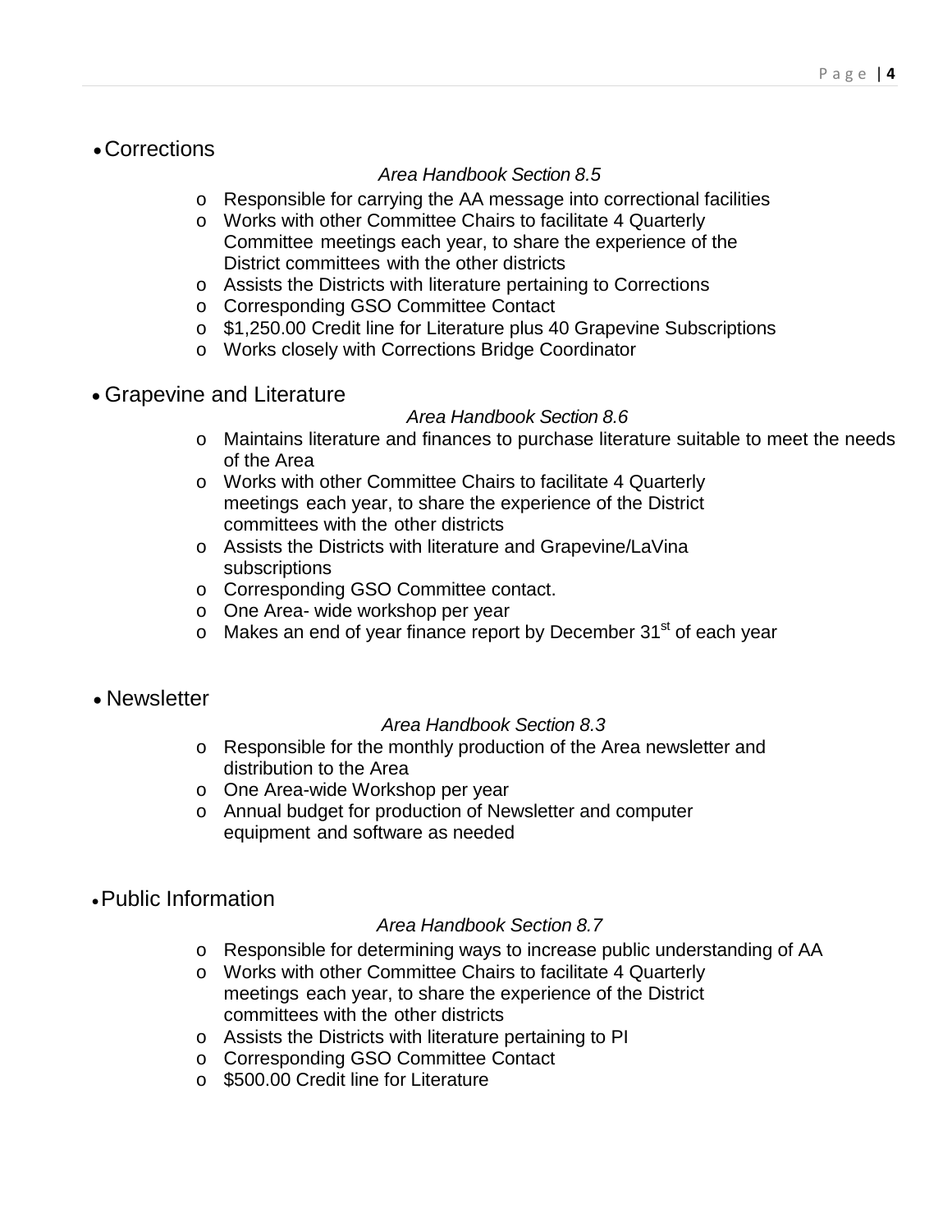- Corrections

*Area Handbook Section 8.5*

  - Responsible for carrying the AA message into correctional facilities
  - Works with other Committee Chairs to facilitate 4 Quarterly Committee meetings each year, to share the experience of the District committees with the other districts
  - Assists the Districts with literature pertaining to Corrections
  - Corresponding GSO Committee Contact
  - $1,250.00 Credit line for Literature plus 40 Grapevine Subscriptions
  - Works closely with Corrections Bridge Coordinator

- Grapevine and Literature

*Area Handbook Section 8.6*

  - Maintains literature and finances to purchase literature suitable to meet the needs of the Area
  - Works with other Committee Chairs to facilitate 4 Quarterly meetings each year, to share the experience of the District committees with the other districts
  - Assists the Districts with literature and Grapevine/LaVina subscriptions
  - Corresponding GSO Committee contact.
  - One Area- wide workshop per year
  - Makes an end of year finance report by December 31st of each year

- Newsletter

*Area Handbook Section 8.3*

  - Responsible for the monthly production of the Area newsletter and distribution to the Area
  - One Area-wide Workshop per year
  - Annual budget for production of Newsletter and computer equipment and software as needed

- Public Information

*Area Handbook Section 8.7*

  - Responsible for determining ways to increase public understanding of AA
  - Works with other Committee Chairs to facilitate 4 Quarterly meetings each year, to share the experience of the District committees with the other districts
  - Assists the Districts with literature pertaining to PI
  - Corresponding GSO Committee Contact
  - $500.00 Credit line for Literature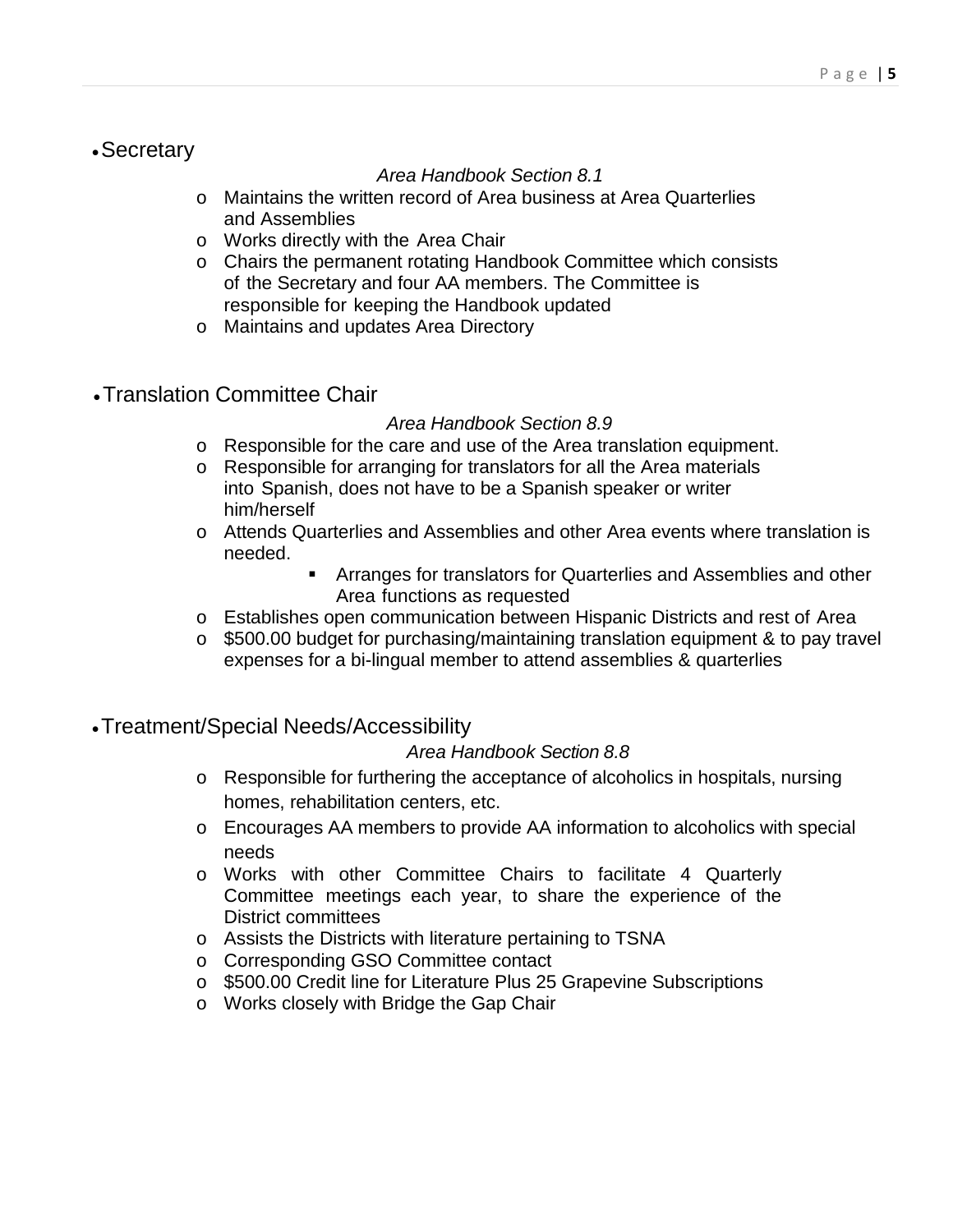- Secretary

*Area Handbook Section 8.1*

  - Maintains the written record of Area business at Area Quarterlies and Assemblies
  - Works directly with the Area Chair
  - Chairs the permanent rotating Handbook Committee which consists of the Secretary and four AA members. The Committee is responsible for keeping the Handbook updated
  - Maintains and updates Area Directory

- Translation Committee Chair

*Area Handbook Section 8.9*

  - Responsible for the care and use of the Area translation equipment.
  - Responsible for arranging for translators for all the Area materials into Spanish, does not have to be a Spanish speaker or writer him/herself
  - Attends Quarterlies and Assemblies and other Area events where translation is needed.
    - Arranges for translators for Quarterlies and Assemblies and other Area functions as requested
  - Establishes open communication between Hispanic Districts and rest of Area
  - $500.00 budget for purchasing/maintaining translation equipment & to pay travel expenses for a bi-lingual member to attend assemblies & quarterlies

- Treatment/Special Needs/Accessibility

*Area Handbook Section 8.8*

  - Responsible for furthering the acceptance of alcoholics in hospitals, nursing homes, rehabilitation centers, etc.
  - Encourages AA members to provide AA information to alcoholics with special needs
  - Works with other Committee Chairs to facilitate 4 Quarterly Committee meetings each year, to share the experience of the District committees
  - Assists the Districts with literature pertaining to TSNA
  - Corresponding GSO Committee contact
  - $500.00 Credit line for Literature Plus 25 Grapevine Subscriptions
  - Works closely with Bridge the Gap Chair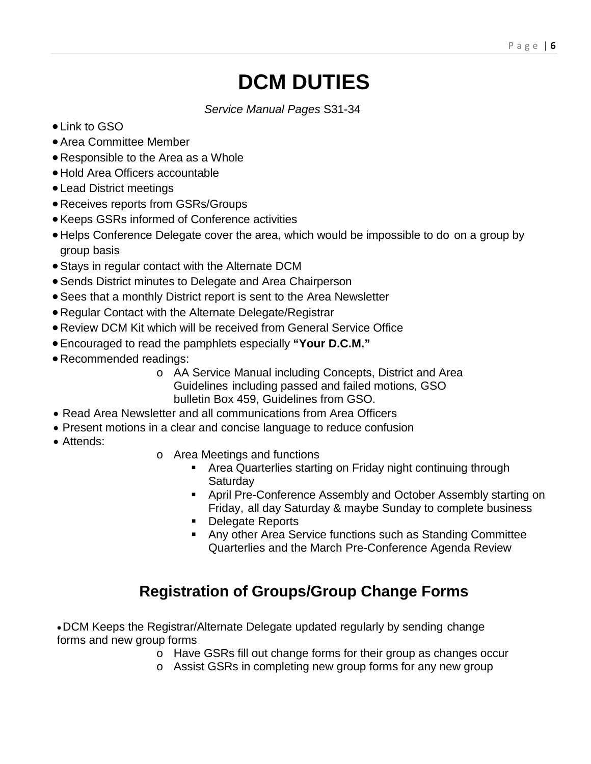# DCM DUTIES

*Service Manual Pages* S31-34

- Link to GSO
- Area Committee Member
- Responsible to the Area as a Whole
- Hold Area Officers accountable
- Lead District meetings
- Receives reports from GSRs/Groups
- Keeps GSRs informed of Conference activities
- Helps Conference Delegate cover the area, which would be impossible to do on a group by group basis
- Stays in regular contact with the Alternate DCM
- Sends District minutes to Delegate and Area Chairperson
- Sees that a monthly District report is sent to the Area Newsletter
- Regular Contact with the Alternate Delegate/Registrar
- Review DCM Kit which will be received from General Service Office
- Encouraged to read the pamphlets especially **"Your D.C.M."**
- Recommended readings:
    - AA Service Manual including Concepts, District and Area Guidelines including passed and failed motions, GSO bulletin Box 459, Guidelines from GSO.
- Read Area Newsletter and all communications from Area Officers
- Present motions in a clear and concise language to reduce confusion
- Attends:
    - Area Meetings and functions
        - Area Quarterlies starting on Friday night continuing through Saturday
        - April Pre-Conference Assembly and October Assembly starting on Friday, all day Saturday & maybe Sunday to complete business
        - Delegate Reports
        - Any other Area Service functions such as Standing Committee Quarterlies and the March Pre-Conference Agenda Review

## Registration of Groups/Group Change Forms

- DCM Keeps the Registrar/Alternate Delegate updated regularly by sending change forms and new group forms
    - Have GSRs fill out change forms for their group as changes occur
    - Assist GSRs in completing new group forms for any new group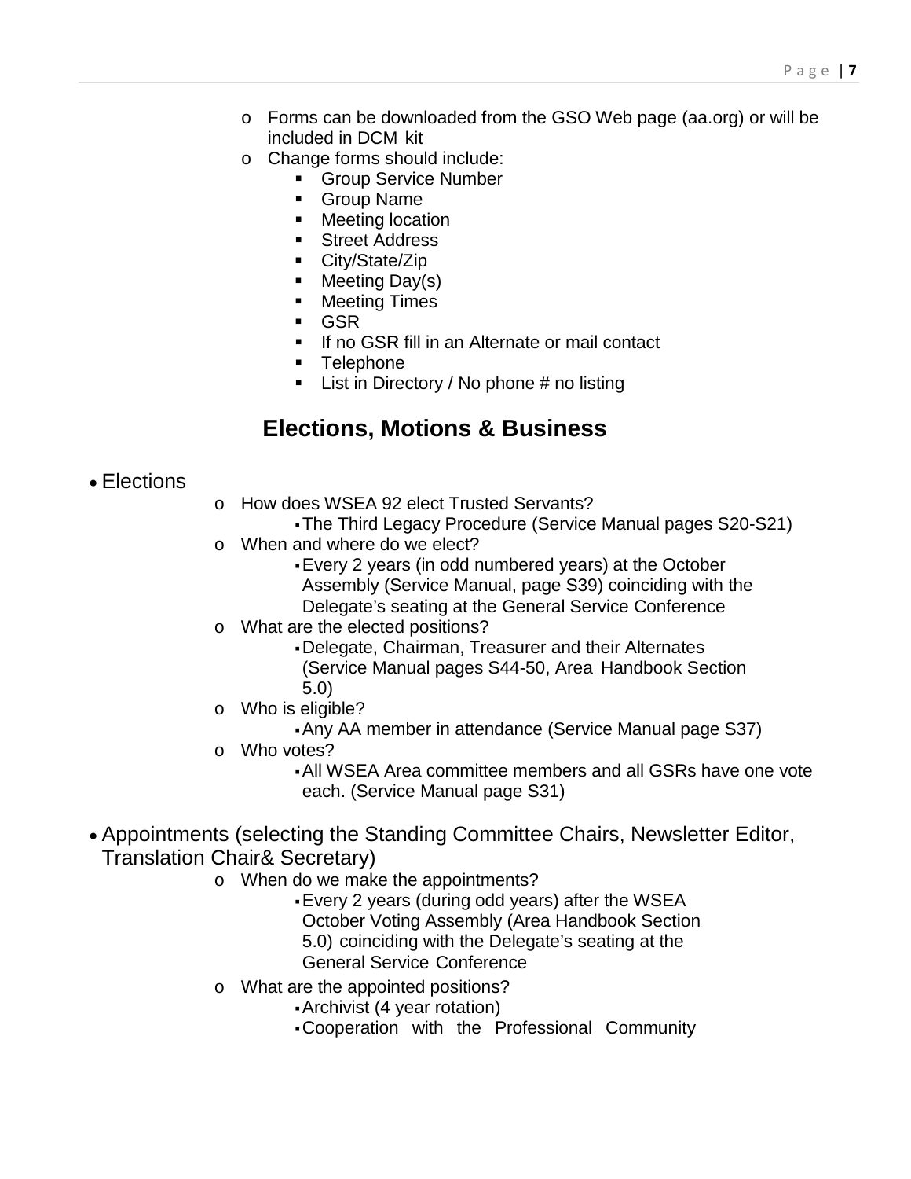- Forms can be downloaded from the GSO Web page (aa.org) or will be included in DCM kit
- Change forms should include:
  - Group Service Number
  - Group Name
  - Meeting location
  - Street Address
  - City/State/Zip
  - Meeting Day(s)
  - Meeting Times
  - GSR
  - If no GSR fill in an Alternate or mail contact
  - Telephone
  - List in Directory / No phone # no listing

## Elections, Motions & Business

- Elections
  - How does WSEA 92 elect Trusted Servants?
    - The Third Legacy Procedure (Service Manual pages S20-S21)
  - When and where do we elect?
    - Every 2 years (in odd numbered years) at the October Assembly (Service Manual, page S39) coinciding with the Delegate's seating at the General Service Conference
  - What are the elected positions?
    - Delegate, Chairman, Treasurer and their Alternates (Service Manual pages S44-50, Area Handbook Section 5.0)
  - Who is eligible?
    - Any AA member in attendance (Service Manual page S37)
  - Who votes?
    - All WSEA Area committee members and all GSRs have one vote each. (Service Manual page S31)
- Appointments (selecting the Standing Committee Chairs, Newsletter Editor, Translation Chair& Secretary)
  - When do we make the appointments?
    - Every 2 years (during odd years) after the WSEA October Voting Assembly (Area Handbook Section 5.0) coinciding with the Delegate's seating at the General Service Conference
  - What are the appointed positions?
    - Archivist (4 year rotation)
    - Cooperation with the Professional Community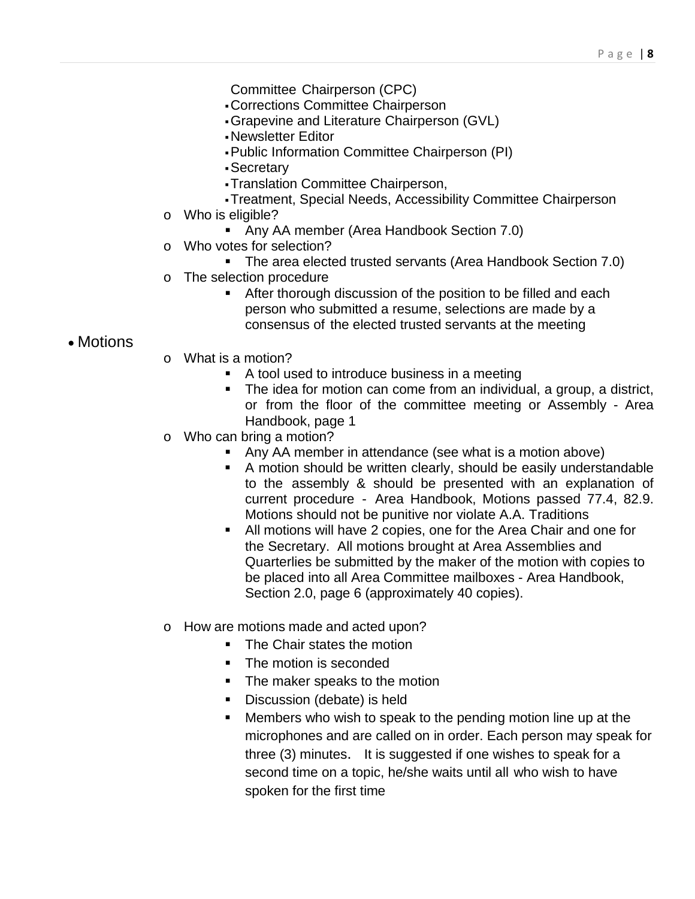- Committee Chairperson (CPC)
- Corrections Committee Chairperson
- Grapevine and Literature Chairperson (GVL)
- Newsletter Editor
- Public Information Committee Chairperson (PI)
- Secretary
- Translation Committee Chairperson,
- Treatment, Special Needs, Accessibility Committee Chairperson

- Who is eligible?
  - Any AA member (Area Handbook Section 7.0)
- Who votes for selection?
  - The area elected trusted servants (Area Handbook Section 7.0)
- The selection procedure
  - After thorough discussion of the position to be filled and each person who submitted a resume, selections are made by a consensus of the elected trusted servants at the meeting

- Motions
  - What is a motion?
    - A tool used to introduce business in a meeting
    - The idea for motion can come from an individual, a group, a district, or from the floor of the committee meeting or Assembly - Area Handbook, page 1
  - Who can bring a motion?
    - Any AA member in attendance (see what is a motion above)
    - A motion should be written clearly, should be easily understandable to the assembly & should be presented with an explanation of current procedure - Area Handbook, Motions passed 77.4, 82.9. Motions should not be punitive nor violate A.A. Traditions
    - All motions will have 2 copies, one for the Area Chair and one for the Secretary. All motions brought at Area Assemblies and Quarterlies be submitted by the maker of the motion with copies to be placed into all Area Committee mailboxes - Area Handbook, Section 2.0, page 6 (approximately 40 copies).
  - How are motions made and acted upon?
    - The Chair states the motion
    - The motion is seconded
    - The maker speaks to the motion
    - Discussion (debate) is held
    - Members who wish to speak to the pending motion line up at the microphones and are called on in order. Each person may speak for three (3) minutes. It is suggested if one wishes to speak for a second time on a topic, he/she waits until all who wish to have spoken for the first time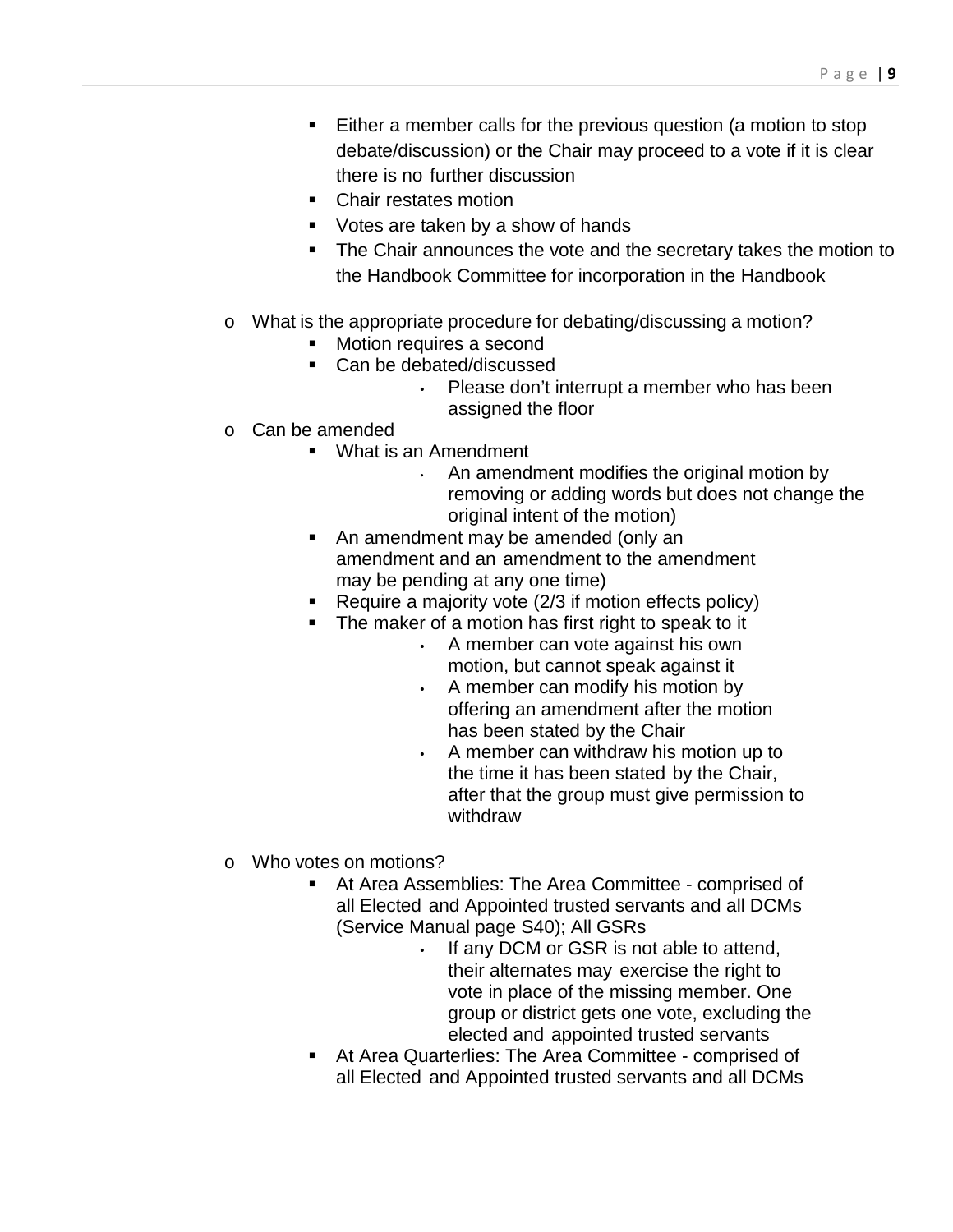- Either a member calls for the previous question (a motion to stop debate/discussion) or the Chair may proceed to a vote if it is clear there is no further discussion
- Chair restates motion
- Votes are taken by a show of hands
- The Chair announces the vote and the secretary takes the motion to the Handbook Committee for incorporation in the Handbook

- What is the appropriate procedure for debating/discussing a motion?
  - Motion requires a second
  - Can be debated/discussed
    - Please don't interrupt a member who has been assigned the floor
- Can be amended
  - What is an Amendment
    - An amendment modifies the original motion by removing or adding words but does not change the original intent of the motion)
  - An amendment may be amended (only an amendment and an amendment to the amendment may be pending at any one time)
  - Require a majority vote (2/3 if motion effects policy)
  - The maker of a motion has first right to speak to it
    - A member can vote against his own motion, but cannot speak against it
    - A member can modify his motion by offering an amendment after the motion has been stated by the Chair
    - A member can withdraw his motion up to the time it has been stated by the Chair, after that the group must give permission to withdraw

- Who votes on motions?
  - At Area Assemblies: The Area Committee - comprised of all Elected and Appointed trusted servants and all DCMs (Service Manual page S40); All GSRs
    - If any DCM or GSR is not able to attend, their alternates may exercise the right to vote in place of the missing member. One group or district gets one vote, excluding the elected and appointed trusted servants
  - At Area Quarterlies: The Area Committee - comprised of all Elected and Appointed trusted servants and all DCMs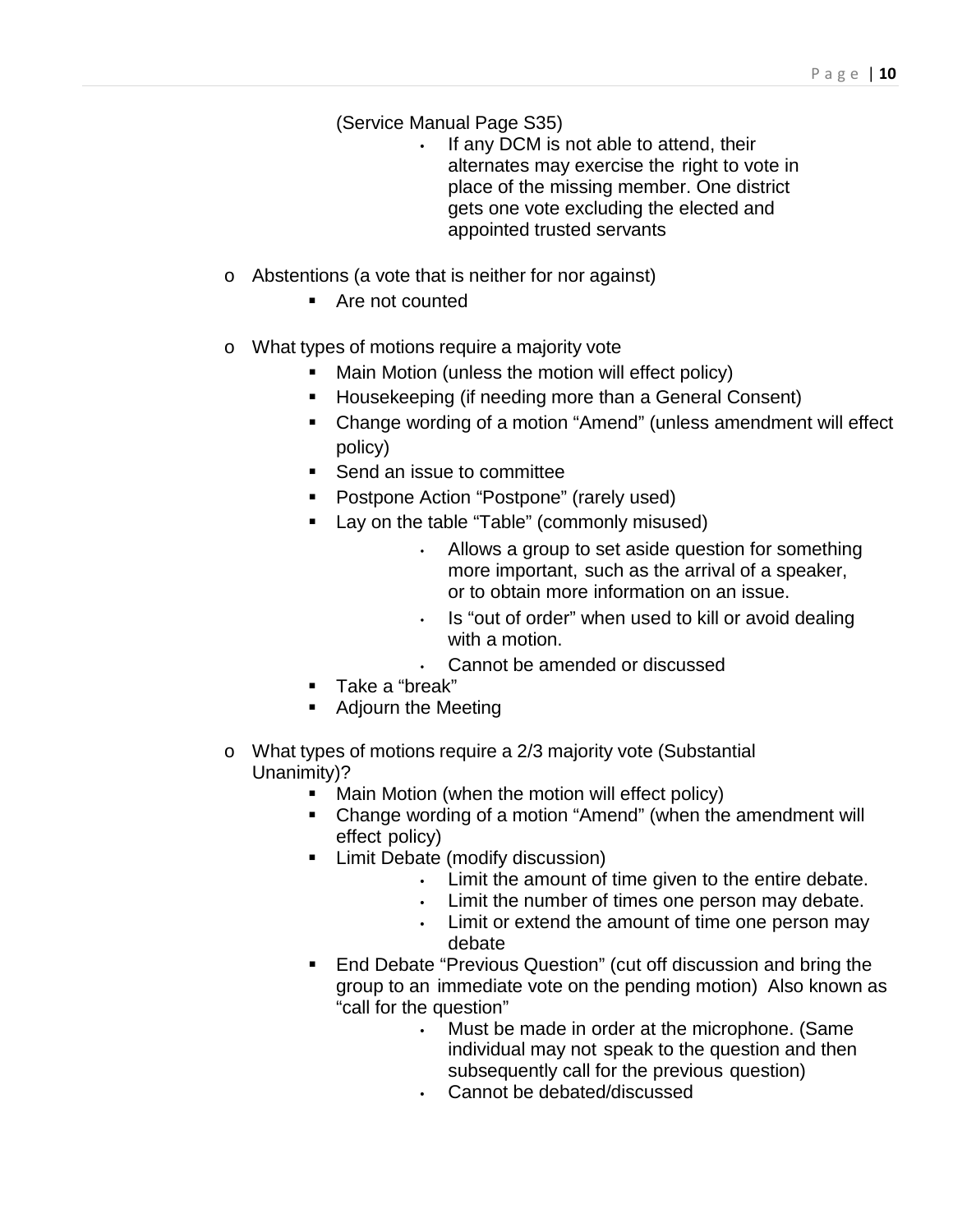(Service Manual Page S35)

- If any DCM is not able to attend, their alternates may exercise the right to vote in place of the missing member. One district gets one vote excluding the elected and appointed trusted servants

- Abstentions (a vote that is neither for nor against)
  - Are not counted

- What types of motions require a majority vote
  - Main Motion (unless the motion will effect policy)
  - Housekeeping (if needing more than a General Consent)
  - Change wording of a motion "Amend" (unless amendment will effect policy)
  - Send an issue to committee
  - Postpone Action "Postpone" (rarely used)
  - Lay on the table "Table" (commonly misused)
    - Allows a group to set aside question for something more important, such as the arrival of a speaker, or to obtain more information on an issue.
    - Is "out of order" when used to kill or avoid dealing with a motion.
    - Cannot be amended or discussed
  - Take a "break"
  - Adjourn the Meeting

- What types of motions require a 2/3 majority vote (Substantial Unanimity)?
  - Main Motion (when the motion will effect policy)
  - Change wording of a motion "Amend" (when the amendment will effect policy)
  - Limit Debate (modify discussion)
    - Limit the amount of time given to the entire debate.
    - Limit the number of times one person may debate.
    - Limit or extend the amount of time one person may debate
  - End Debate "Previous Question" (cut off discussion and bring the group to an immediate vote on the pending motion) Also known as "call for the question"
    - Must be made in order at the microphone. (Same individual may not speak to the question and then subsequently call for the previous question)
    - Cannot be debated/discussed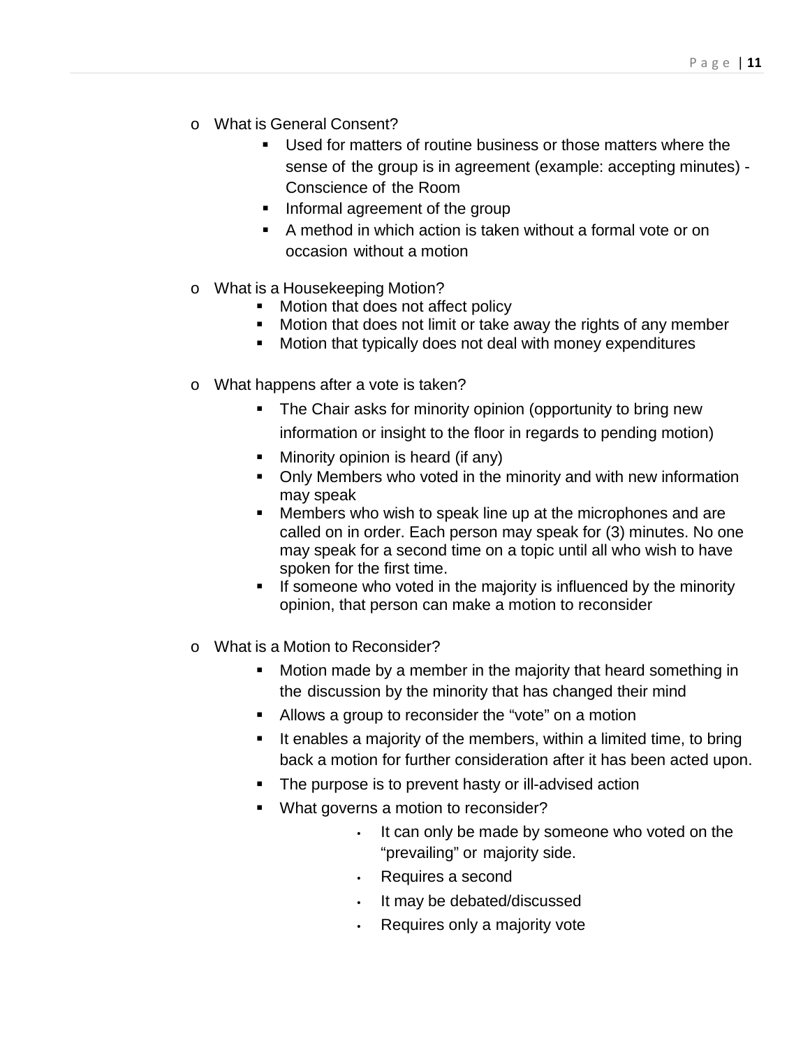- What is General Consent?
  - Used for matters of routine business or those matters where the sense of the group is in agreement (example: accepting minutes) - Conscience of the Room
  - Informal agreement of the group
  - A method in which action is taken without a formal vote or on occasion without a motion

- What is a Housekeeping Motion?
  - Motion that does not affect policy
  - Motion that does not limit or take away the rights of any member
  - Motion that typically does not deal with money expenditures

- What happens after a vote is taken?
  - The Chair asks for minority opinion (opportunity to bring new information or insight to the floor in regards to pending motion)
  - Minority opinion is heard (if any)
  - Only Members who voted in the minority and with new information may speak
  - Members who wish to speak line up at the microphones and are called on in order. Each person may speak for (3) minutes. No one may speak for a second time on a topic until all who wish to have spoken for the first time.
  - If someone who voted in the majority is influenced by the minority opinion, that person can make a motion to reconsider

- What is a Motion to Reconsider?
  - Motion made by a member in the majority that heard something in the discussion by the minority that has changed their mind
  - Allows a group to reconsider the "vote" on a motion
  - It enables a majority of the members, within a limited time, to bring back a motion for further consideration after it has been acted upon.
  - The purpose is to prevent hasty or ill-advised action
  - What governs a motion to reconsider?
    - It can only be made by someone who voted on the "prevailing" or majority side.
    - Requires a second
    - It may be debated/discussed
    - Requires only a majority vote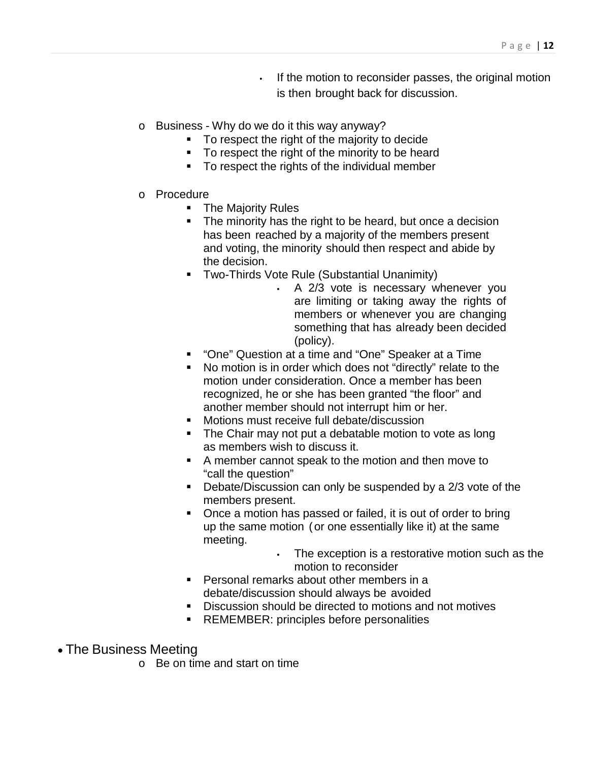- If the motion to reconsider passes, the original motion is then brought back for discussion.

  - Business - Why do we do it this way anyway?
    - To respect the right of the majority to decide
    - To respect the right of the minority to be heard
    - To respect the rights of the individual member

  - Procedure
    - The Majority Rules
    - The minority has the right to be heard, but once a decision has been reached by a majority of the members present and voting, the minority should then respect and abide by the decision.
    - Two-Thirds Vote Rule (Substantial Unanimity)
      - A 2/3 vote is necessary whenever you are limiting or taking away the rights of members or whenever you are changing something that has already been decided (policy).
    - "One" Question at a time and "One" Speaker at a Time
    - No motion is in order which does not "directly" relate to the motion under consideration. Once a member has been recognized, he or she has been granted "the floor" and another member should not interrupt him or her.
    - Motions must receive full debate/discussion
    - The Chair may not put a debatable motion to vote as long as members wish to discuss it.
    - A member cannot speak to the motion and then move to "call the question"
    - Debate/Discussion can only be suspended by a 2/3 vote of the members present.
    - Once a motion has passed or failed, it is out of order to bring up the same motion (or one essentially like it) at the same meeting.
      - The exception is a restorative motion such as the motion to reconsider
    - Personal remarks about other members in a debate/discussion should always be avoided
    - Discussion should be directed to motions and not motives
    - REMEMBER: principles before personalities

- The Business Meeting
  - Be on time and start on time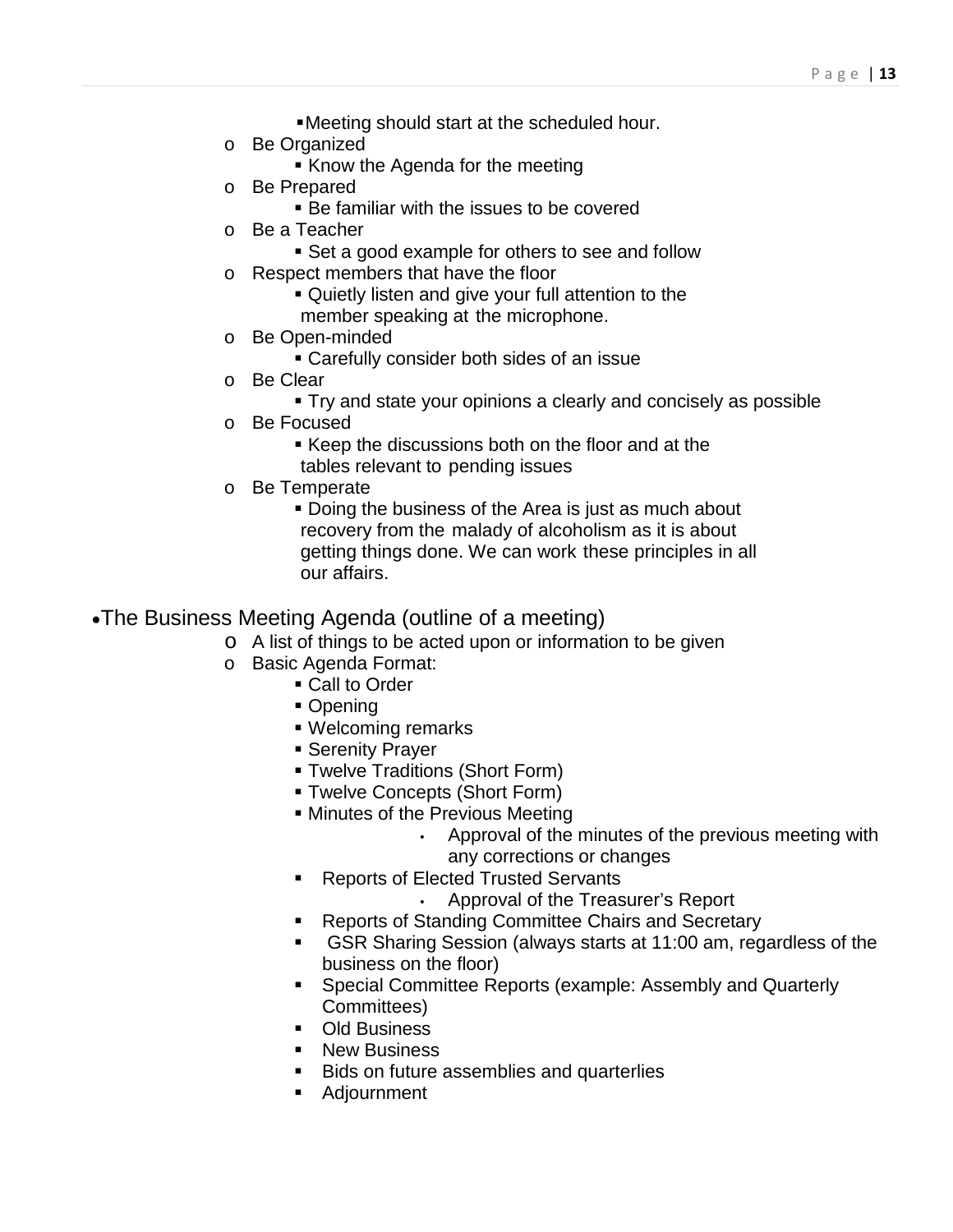- Meeting should start at the scheduled hour.
  - Be Organized
      - Know the Agenda for the meeting
  - Be Prepared
      - Be familiar with the issues to be covered
  - Be a Teacher
      - Set a good example for others to see and follow
  - Respect members that have the floor
      - Quietly listen and give your full attention to the member speaking at the microphone.
  - Be Open-minded
      - Carefully consider both sides of an issue
  - Be Clear
      - Try and state your opinions a clearly and concisely as possible
  - Be Focused
      - Keep the discussions both on the floor and at the tables relevant to pending issues
  - Be Temperate
      - Doing the business of the Area is just as much about recovery from the malady of alcoholism as it is about getting things done. We can work these principles in all our affairs.

- The Business Meeting Agenda (outline of a meeting)
  - A list of things to be acted upon or information to be given
  - Basic Agenda Format:
      - Call to Order
      - Opening
      - Welcoming remarks
      - Serenity Prayer
      - Twelve Traditions (Short Form)
      - Twelve Concepts (Short Form)
      - Minutes of the Previous Meeting
          - Approval of the minutes of the previous meeting with any corrections or changes
      - Reports of Elected Trusted Servants
          - Approval of the Treasurer's Report
      - Reports of Standing Committee Chairs and Secretary
      - GSR Sharing Session (always starts at 11:00 am, regardless of the business on the floor)
      - Special Committee Reports (example: Assembly and Quarterly Committees)
      - Old Business
      - New Business
      - Bids on future assemblies and quarterlies
      - Adjournment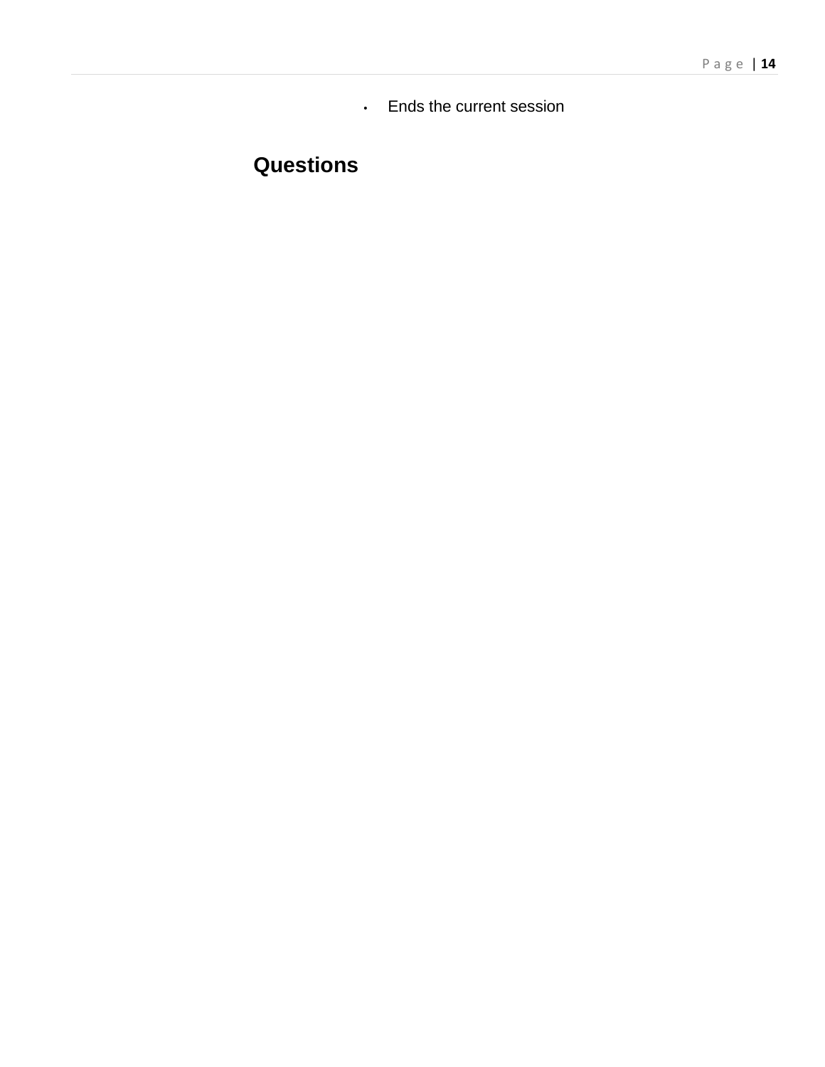- Ends the current session

## Questions